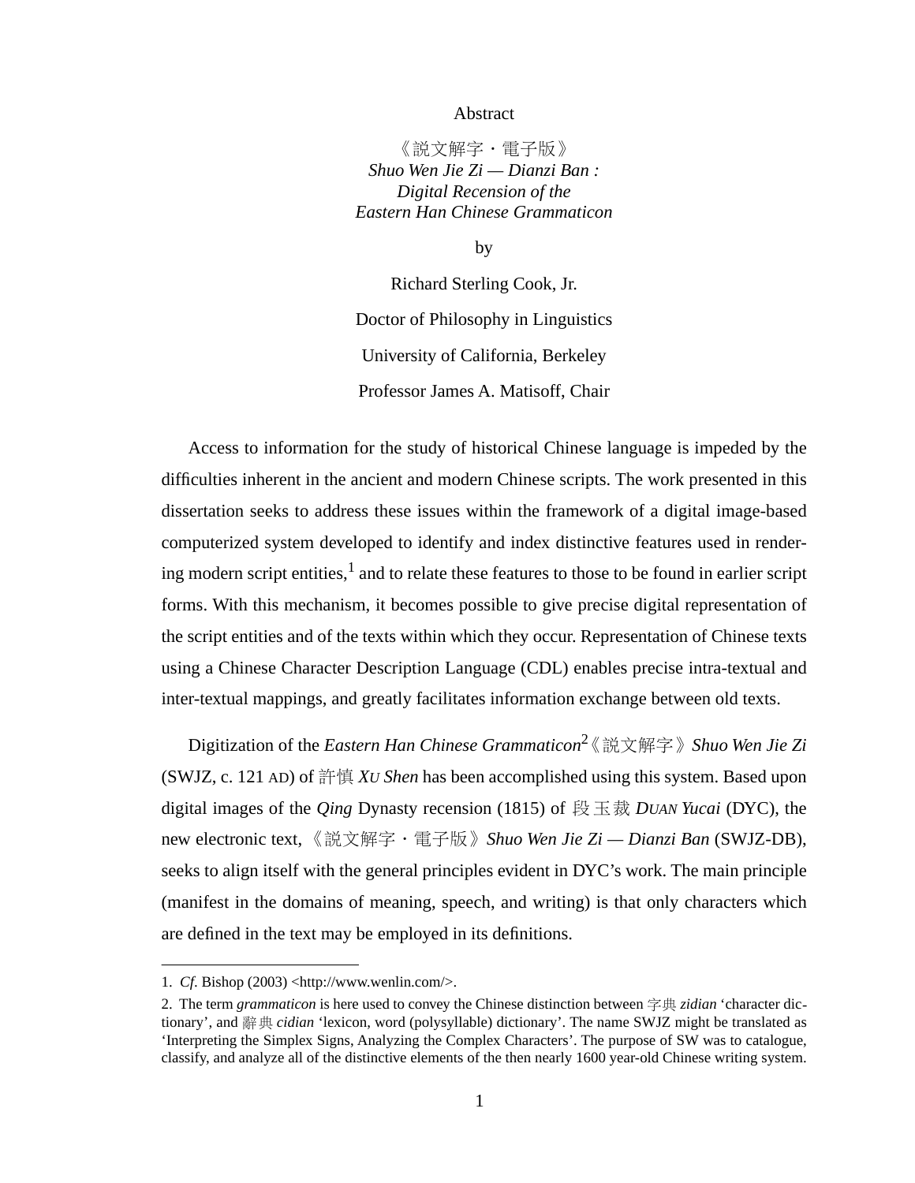# Abstract

《說文解字・電子版》
*Shuo Wen Jie Zi — Dianzi Ban :*
*Digital Recension of the*
*Eastern Han Chinese Grammaticon*

by

Richard Sterling Cook, Jr.

Doctor of Philosophy in Linguistics

University of California, Berkeley

Professor James A. Matisoff, Chair

Access to information for the study of historical Chinese language is impeded by the difficulties inherent in the ancient and modern Chinese scripts. The work presented in this dissertation seeks to address these issues within the framework of a digital image-based computerized system developed to identify and index distinctive features used in rendering modern script entities,[1] and to relate these features to those to be found in earlier script forms. With this mechanism, it becomes possible to give precise digital representation of the script entities and of the texts within which they occur. Representation of Chinese texts using a Chinese Character Description Language (CDL) enables precise intra-textual and inter-textual mappings, and greatly facilitates information exchange between old texts.

Digitization of the *Eastern Han Chinese Grammaticon*[2]《說文解字》*Shuo Wen Jie Zi* (SWJZ, c. 121 AD) of 許慎 *Xu Shen* has been accomplished using this system. Based upon digital images of the *Qing* Dynasty recension (1815) of 段玉裁 *Duan Yucai* (DYC), the new electronic text,《說文解字・電子版》*Shuo Wen Jie Zi — Dianzi Ban* (SWJZ-DB), seeks to align itself with the general principles evident in DYC's work. The main principle (manifest in the domains of meaning, speech, and writing) is that only characters which are defined in the text may be employed in its definitions.

---

1. *Cf*. Bishop (2003) <http://www.wenlin.com/>.

2. The term *grammaticon* is here used to convey the Chinese distinction between 字典 *zidian* 'character dictionary', and 辭典 *cidian* 'lexicon, word (polysyllable) dictionary'. The name SWJZ might be translated as 'Interpreting the Simplex Signs, Analyzing the Complex Characters'. The purpose of SW was to catalogue, classify, and analyze all of the distinctive elements of the then nearly 1600 year-old Chinese writing system.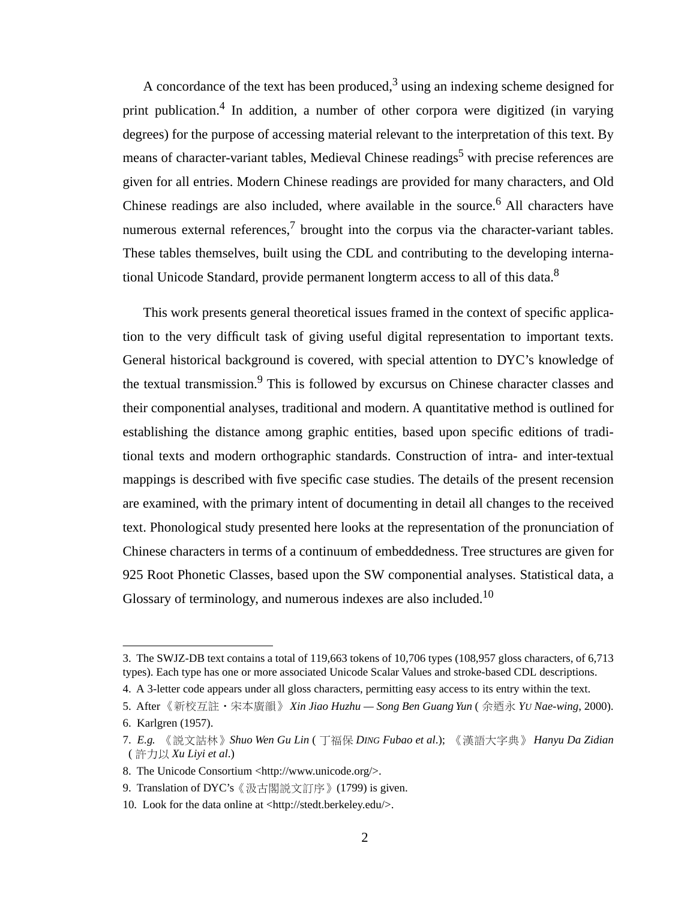A concordance of the text has been produced,[3] using an indexing scheme designed for print publication.[4] In addition, a number of other corpora were digitized (in varying degrees) for the purpose of accessing material relevant to the interpretation of this text. By means of character-variant tables, Medieval Chinese readings[5] with precise references are given for all entries. Modern Chinese readings are provided for many characters, and Old Chinese readings are also included, where available in the source.[6] All characters have numerous external references,[7] brought into the corpus via the character-variant tables. These tables themselves, built using the CDL and contributing to the developing international Unicode Standard, provide permanent longterm access to all of this data.[8]

This work presents general theoretical issues framed in the context of specific application to the very difficult task of giving useful digital representation to important texts. General historical background is covered, with special attention to DYC's knowledge of the textual transmission.[9] This is followed by excursus on Chinese character classes and their componential analyses, traditional and modern. A quantitative method is outlined for establishing the distance among graphic entities, based upon specific editions of traditional texts and modern orthographic standards. Construction of intra- and inter-textual mappings is described with five specific case studies. The details of the present recension are examined, with the primary intent of documenting in detail all changes to the received text. Phonological study presented here looks at the representation of the pronunciation of Chinese characters in terms of a continuum of embeddedness. Tree structures are given for 925 Root Phonetic Classes, based upon the SW componential analyses. Statistical data, a Glossary of terminology, and numerous indexes are also included.[10]

---

3. The SWJZ-DB text contains a total of 119,663 tokens of 10,706 types (108,957 gloss characters, of 6,713 types). Each type has one or more associated Unicode Scalar Values and stroke-based CDL descriptions.

4. A 3-letter code appears under all gloss characters, permitting easy access to its entry within the text.

5. After《新校互註・宋本廣韻》*Xin Jiao Huzhu — Song Ben Guang Yun* ( 余迺永 *Yu Nae-wing*, 2000).

6. Karlgren (1957).

7. *E.g.* 《說文詁林》*Shuo Wen Gu Lin* ( 丁福保 *Ding Fubao et al*.); 《漢語大字典》 *Hanyu Da Zidian* ( 許力以 *Xu Liyi et al*.)

8. The Unicode Consortium <http://www.unicode.org/>.

9. Translation of DYC's《汲古閣說文訂序》(1799) is given.

10. Look for the data online at <http://stedt.berkeley.edu/>.